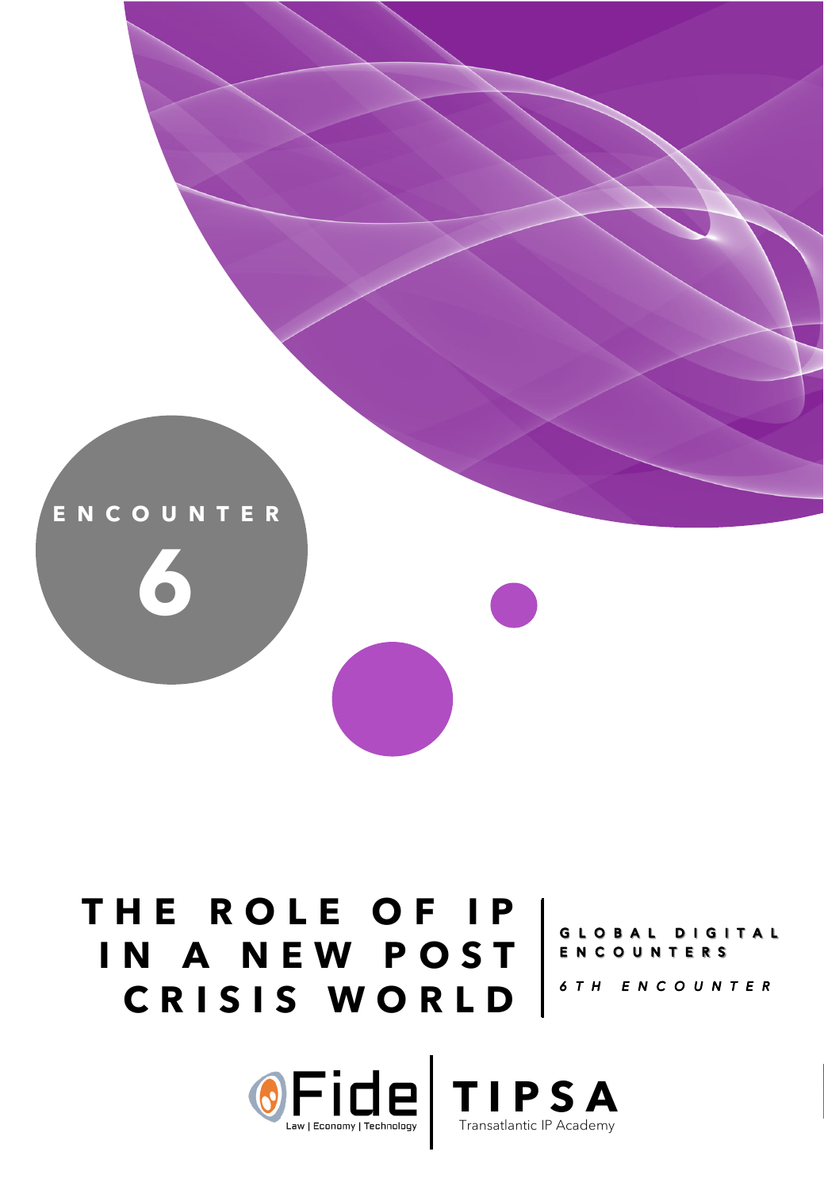ENCOUNTER

6

# THE ROLE OF IP IN A NEW POST CRISIS WORLD

GLOBAL DIGITAL ENCOUNTERS

*6TH ENCOUNTER*

Fide Law | Economy | Technology

TIPSA Transatlantic IP Academy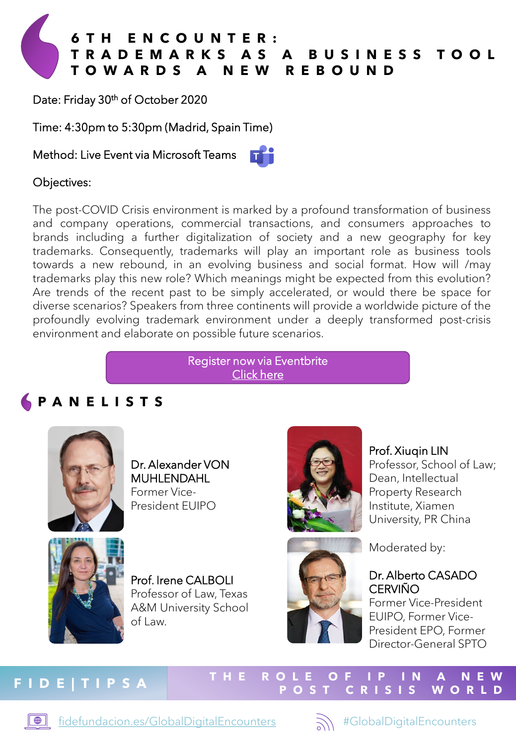# 6TH ENCOUNTER: TRADEMARKS AS A BUSINESS TOOL TOWARDS A NEW REBOUND

Date: Friday 30th of October 2020

Time: 4:30pm to 5:30pm (Madrid, Spain Time)

Method: Live Event via Microsoft Teams

Objectives:

The post-COVID Crisis environment is marked by a profound transformation of business and company operations, commercial transactions, and consumers approaches to brands including a further digitalization of society and a new geography for key trademarks. Consequently, trademarks will play an important role as business tools towards a new rebound, in an evolving business and social format. How will /may trademarks play this new role? Which meanings might be expected from this evolution? Are trends of the recent past to be simply accelerated, or would there be space for diverse scenarios? Speakers from three continents will provide a worldwide picture of the profoundly evolving trademark environment under a deeply transformed post-crisis environment and elaborate on possible future scenarios.

Register now via Eventbrite
Click here

## PANELISTS

**Dr. Alexander VON MUHLENDAHL**
Former Vice-President EUIPO

**Prof. Irene CALBOLI**
Professor of Law, Texas A&M University School of Law.

**Prof. Xiuqin LIN**
Professor, School of Law; Dean, Intellectual Property Research Institute, Xiamen University, PR China

Moderated by:

**Dr. Alberto CASADO CERVIÑO**
Former Vice-President EUIPO, Former Vice-President EPO, Former Director-General SPTO

FIDE | TIPSA — THE ROLE OF IP IN A NEW POST CRISIS WORLD

fidefundacion.es/GlobalDigitalEncounters

#GlobalDigitalEncounters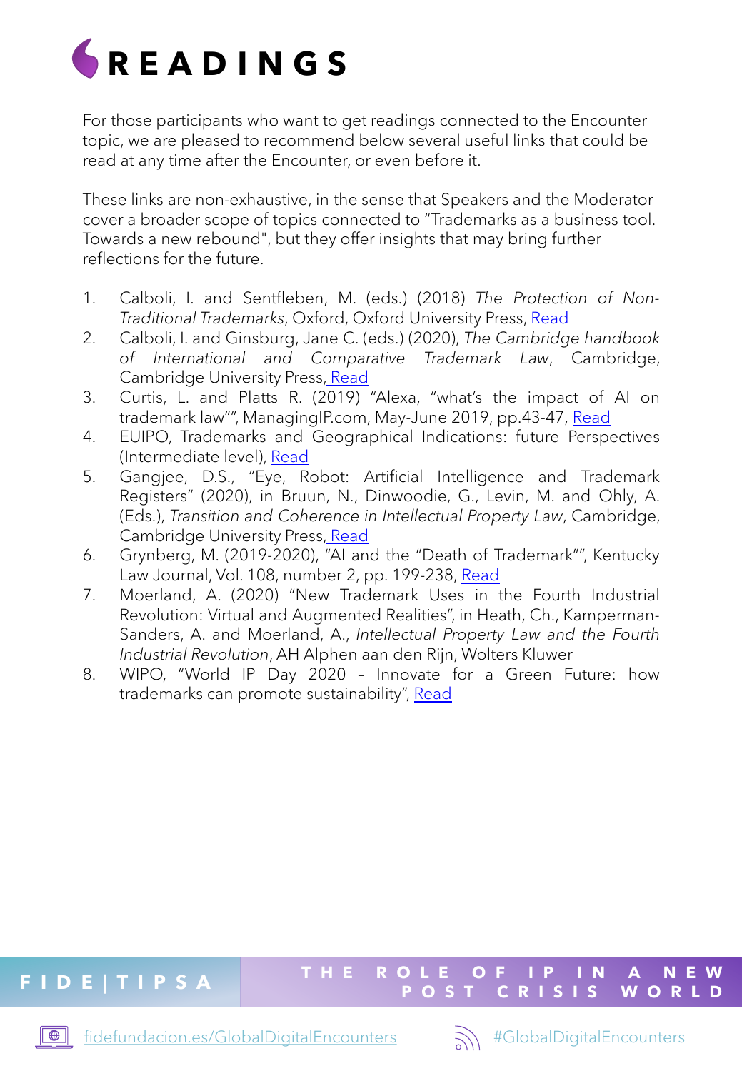# READINGS

For those participants who want to get readings connected to the Encounter topic, we are pleased to recommend below several useful links that could be read at any time after the Encounter, or even before it.

These links are non-exhaustive, in the sense that Speakers and the Moderator cover a broader scope of topics connected to "Trademarks as a business tool. Towards a new rebound", but they offer insights that may bring further reflections for the future.

1. Calboli, I. and Sentfleben, M. (eds.) (2018) *The Protection of Non-Traditional Trademarks*, Oxford, Oxford University Press, Read
2. Calboli, I. and Ginsburg, Jane C. (eds.) (2020), *The Cambridge handbook of International and Comparative Trademark Law*, Cambridge, Cambridge University Press, Read
3. Curtis, L. and Platts R. (2019) "Alexa, "what's the impact of AI on trademark law"", ManagingIP.com, May-June 2019, pp.43-47, Read
4. EUIPO, Trademarks and Geographical Indications: future Perspectives (Intermediate level), Read
5. Gangjee, D.S., "Eye, Robot: Artificial Intelligence and Trademark Registers" (2020), in Bruun, N., Dinwoodie, G., Levin, M. and Ohly, A. (Eds.), *Transition and Coherence in Intellectual Property Law*, Cambridge, Cambridge University Press, Read
6. Grynberg, M. (2019-2020), "AI and the "Death of Trademark"", Kentucky Law Journal, Vol. 108, number 2, pp. 199-238, Read
7. Moerland, A. (2020) "New Trademark Uses in the Fourth Industrial Revolution: Virtual and Augmented Realities", in Heath, Ch., Kamperman-Sanders, A. and Moerland, A., *Intellectual Property Law and the Fourth Industrial Revolution*, AH Alphen aan den Rijn, Wolters Kluwer
8. WIPO, "World IP Day 2020 – Innovate for a Green Future: how trademarks can promote sustainability", Read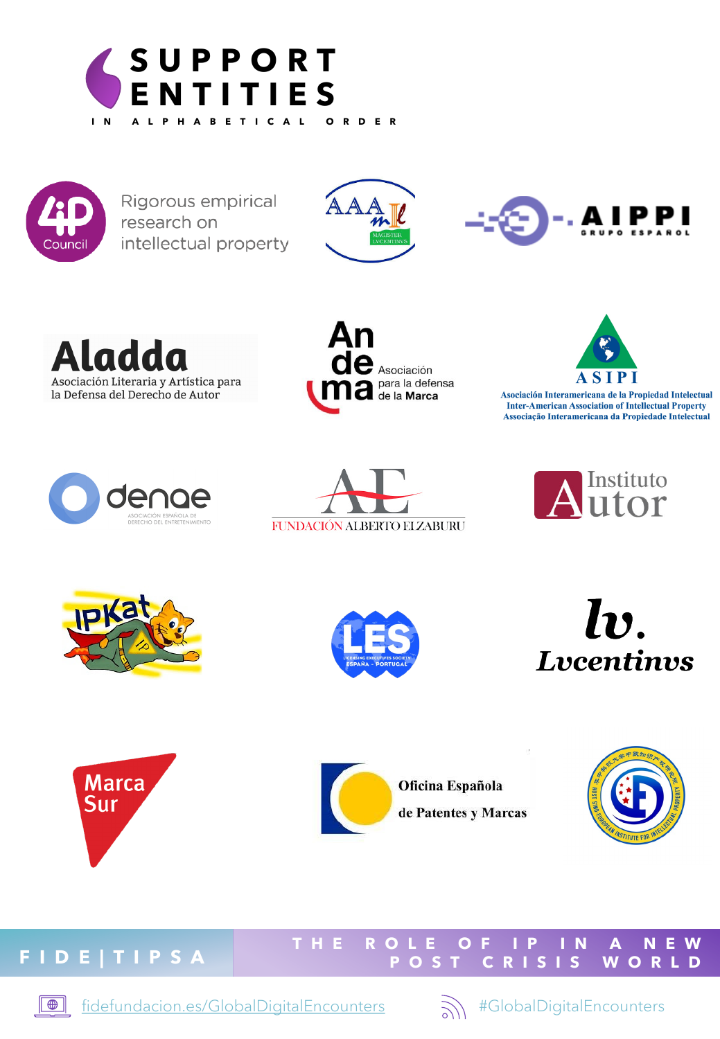# SUPPORT ENTITIES

IN ALPHABETICAL ORDER

4iP Council — Rigorous empirical research on intellectual property

AAA ml — MAGISTER LVCENTINVS

AIPPI GRUPO ESPAÑOL

Aladda — Asociación Literaria y Artística para la Defensa del Derecho de Autor

Andema — Asociación para la defensa de la Marca

ASIPI — Asociación Interamericana de la Propiedad Intelectual / Inter-American Association of Intellectual Property / Associação Interamericana da Propiedade Intelectual

denae — ASOCIACIÓN ESPAÑOLA DE DERECHO DEL ENTRETENIMIENTO

AE — FUNDACIÓN ALBERTO ELZABURU

Instituto Autor

IPKat

LES — LICENSING EXECUTIVES SOCIETY ESPAÑA - PORTUGAL

lv. Lvcentinvs

Marca Sur

Oficina Española de Patentes y Marcas

SINO-EUROPEAN INSTITUTE FOR INTELLECTUAL PROPERTY

FIDE|TIPSA — THE ROLE OF IP IN A NEW POST CRISIS WORLD

fidefundacion.es/GlobalDigitalEncounters

#GlobalDigitalEncounters